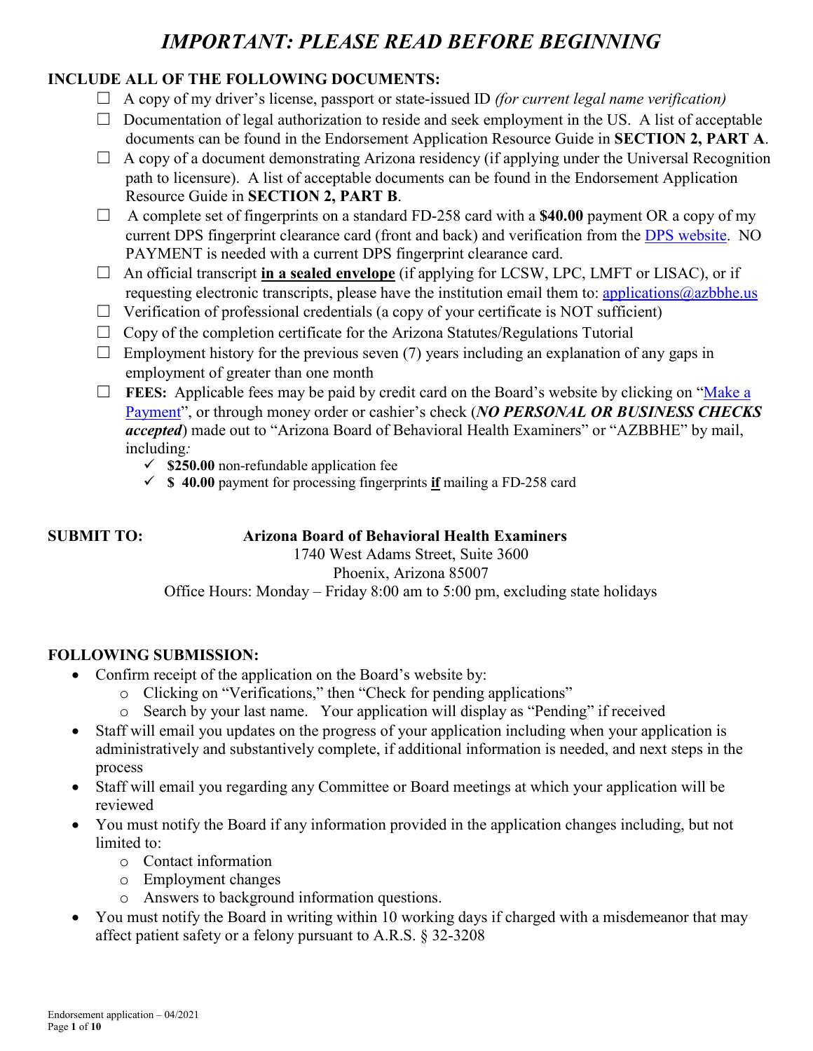# *IMPORTANT: PLEASE READ BEFORE BEGINNING*

**INCLUDE ALL OF THE FOLLOWING DOCUMENTS:**

- ☐ A copy of my driver's license, passport or state-issued ID *(for current legal name verification)*
- ☐ Documentation of legal authorization to reside and seek employment in the US. A list of acceptable documents can be found in the Endorsement Application Resource Guide in **SECTION 2, PART A**.
- ☐ A copy of a document demonstrating Arizona residency (if applying under the Universal Recognition path to licensure). A list of acceptable documents can be found in the Endorsement Application Resource Guide in **SECTION 2, PART B**.
- ☐ A complete set of fingerprints on a standard FD-258 card with a **$40.00** payment OR a copy of my current DPS fingerprint clearance card (front and back) and verification from the DPS website. NO PAYMENT is needed with a current DPS fingerprint clearance card.
- ☐ An official transcript **in a sealed envelope** (if applying for LCSW, LPC, LMFT or LISAC), or if requesting electronic transcripts, please have the institution email them to: applications@azbbhe.us
- ☐ Verification of professional credentials (a copy of your certificate is NOT sufficient)
- ☐ Copy of the completion certificate for the Arizona Statutes/Regulations Tutorial
- ☐ Employment history for the previous seven (7) years including an explanation of any gaps in employment of greater than one month
- ☐ **FEES:** Applicable fees may be paid by credit card on the Board's website by clicking on "Make a Payment", or through money order or cashier's check (***NO PERSONAL OR BUSINESS CHECKS accepted***) made out to "Arizona Board of Behavioral Health Examiners" or "AZBBHE" by mail, including*:*
  - ✓ **$250.00** non-refundable application fee
  - ✓ **$ 40.00** payment for processing fingerprints **if** mailing a FD-258 card

**SUBMIT TO:** **Arizona Board of Behavioral Health Examiners**
1740 West Adams Street, Suite 3600
Phoenix, Arizona 85007
Office Hours: Monday – Friday 8:00 am to 5:00 pm, excluding state holidays

**FOLLOWING SUBMISSION:**

- Confirm receipt of the application on the Board's website by:
  - Clicking on "Verifications," then "Check for pending applications"
  - Search by your last name. Your application will display as "Pending" if received
- Staff will email you updates on the progress of your application including when your application is administratively and substantively complete, if additional information is needed, and next steps in the process
- Staff will email you regarding any Committee or Board meetings at which your application will be reviewed
- You must notify the Board if any information provided in the application changes including, but not limited to:
  - Contact information
  - Employment changes
  - Answers to background information questions.
- You must notify the Board in writing within 10 working days if charged with a misdemeanor that may affect patient safety or a felony pursuant to A.R.S. § 32-3208

Endorsement application – 04/2021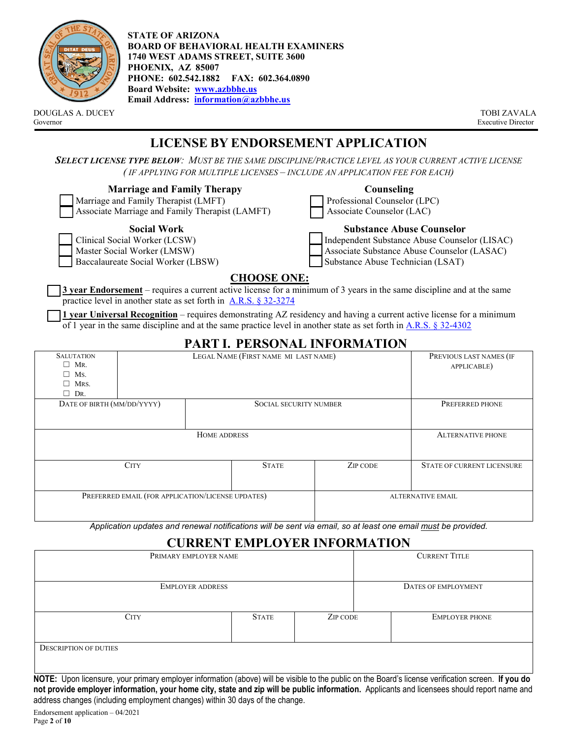**STATE OF ARIZONA**
**BOARD OF BEHAVIORAL HEALTH EXAMINERS**
**1740 WEST ADAMS STREET, SUITE 3600**
**PHOENIX, AZ 85007**
**PHONE: 602.542.1882 FAX: 602.364.0890**
**Board Website: www.azbbhe.us**
**Email Address: information@azbbhe.us**

DOUGLAS A. DUCEY
Governor

TOBI ZAVALA
Executive Director

# LICENSE BY ENDORSEMENT APPLICATION

***SELECT LICENSE TYPE BELOW**: MUST BE THE SAME DISCIPLINE/PRACTICE LEVEL AS YOUR CURRENT ACTIVE LICENSE*
*( IF APPLYING FOR MULTIPLE LICENSES – INCLUDE AN APPLICATION FEE FOR EACH)*

**Marriage and Family Therapy**
- ☐ Marriage and Family Therapist (LMFT)
- ☐ Associate Marriage and Family Therapist (LAMFT)

**Counseling**
- ☐ Professional Counselor (LPC)
- ☐ Associate Counselor (LAC)

**Social Work**
- ☐ Clinical Social Worker (LCSW)
- ☐ Master Social Worker (LMSW)
- ☐ Baccalaureate Social Worker (LBSW)

**Substance Abuse Counselor**
- ☐ Independent Substance Abuse Counselor (LISAC)
- ☐ Associate Substance Abuse Counselor (LASAC)
- ☐ Substance Abuse Technician (LSAT)

**CHOOSE ONE:**

☐ **3 year Endorsement** – requires a current active license for a minimum of 3 years in the same discipline and at the same practice level in another state as set forth in A.R.S. § 32-3274

☐ **1 year Universal Recognition** – requires demonstrating AZ residency and having a current active license for a minimum of 1 year in the same discipline and at the same practice level in another state as set forth in A.R.S. § 32-4302

## PART I. PERSONAL INFORMATION

| | | | |
|---|---|---|---|
| SALUTATION ☐ MR. ☐ MS. ☐ MRS. ☐ DR. | LEGAL NAME (FIRST NAME MI LAST NAME) | | PREVIOUS LAST NAMES (IF APPLICABLE) |
| DATE OF BIRTH (MM/DD/YYYY) | SOCIAL SECURITY NUMBER | | PREFERRED PHONE |
| HOME ADDRESS | | | ALTERNATIVE PHONE |
| CITY | STATE | ZIP CODE | STATE OF CURRENT LICENSURE |
| PREFERRED EMAIL (FOR APPLICATION/LICENSE UPDATES) | | ALTERNATIVE EMAIL | |

*Application updates and renewal notifications will be sent via email, so at least one email must be provided.*

## CURRENT EMPLOYER INFORMATION

| | | | |
|---|---|---|---|
| PRIMARY EMPLOYER NAME | | | CURRENT TITLE |
| EMPLOYER ADDRESS | | | DATES OF EMPLOYMENT |
| CITY | STATE | ZIP CODE | EMPLOYER PHONE |
| DESCRIPTION OF DUTIES | | | |

**NOTE:** Upon licensure, your primary employer information (above) will be visible to the public on the Board's license verification screen. **If you do not provide employer information, your home city, state and zip will be public information.** Applicants and licensees should report name and address changes (including employment changes) within 30 days of the change.

Endorsement application – 04/2021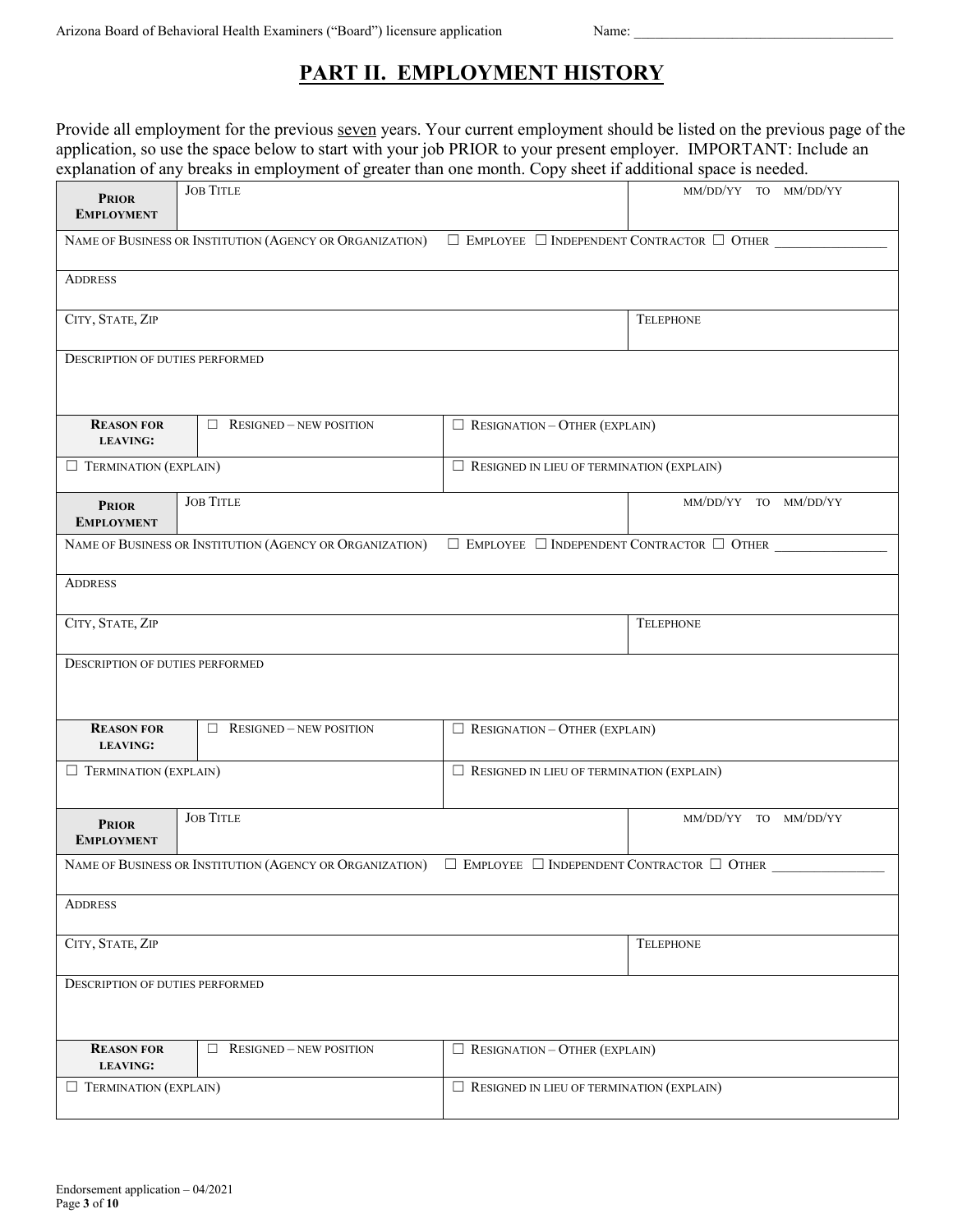# PART II. EMPLOYMENT HISTORY

Provide all employment for the previous seven years. Your current employment should be listed on the previous page of the application, so use the space below to start with your job PRIOR to your present employer. IMPORTANT: Include an explanation of any breaks in employment of greater than one month. Copy sheet if additional space is needed.

| **PRIOR EMPLOYMENT** | JOB TITLE | | MM/DD/YY TO MM/DD/YY |
|---|---|---|---|
| NAME OF BUSINESS OR INSTITUTION (AGENCY OR ORGANIZATION) ☐ EMPLOYEE ☐ INDEPENDENT CONTRACTOR ☐ OTHER ________________ | | | |
| ADDRESS | | | |
| CITY, STATE, ZIP | | | TELEPHONE |
| DESCRIPTION OF DUTIES PERFORMED | | | |
| **REASON FOR LEAVING:** | ☐ RESIGNED – NEW POSITION | ☐ RESIGNATION – OTHER (EXPLAIN) | |
| ☐ TERMINATION (EXPLAIN) | | ☐ RESIGNED IN LIEU OF TERMINATION (EXPLAIN) | |

| **PRIOR EMPLOYMENT** | JOB TITLE | | MM/DD/YY TO MM/DD/YY |
|---|---|---|---|
| NAME OF BUSINESS OR INSTITUTION (AGENCY OR ORGANIZATION) ☐ EMPLOYEE ☐ INDEPENDENT CONTRACTOR ☐ OTHER ________________ | | | |
| ADDRESS | | | |
| CITY, STATE, ZIP | | | TELEPHONE |
| DESCRIPTION OF DUTIES PERFORMED | | | |
| **REASON FOR LEAVING:** | ☐ RESIGNED – NEW POSITION | ☐ RESIGNATION – OTHER (EXPLAIN) | |
| ☐ TERMINATION (EXPLAIN) | | ☐ RESIGNED IN LIEU OF TERMINATION (EXPLAIN) | |

| **PRIOR EMPLOYMENT** | JOB TITLE | | MM/DD/YY TO MM/DD/YY |
|---|---|---|---|
| NAME OF BUSINESS OR INSTITUTION (AGENCY OR ORGANIZATION) ☐ EMPLOYEE ☐ INDEPENDENT CONTRACTOR ☐ OTHER ________________ | | | |
| ADDRESS | | | |
| CITY, STATE, ZIP | | | TELEPHONE |
| DESCRIPTION OF DUTIES PERFORMED | | | |
| **REASON FOR LEAVING:** | ☐ RESIGNED – NEW POSITION | ☐ RESIGNATION – OTHER (EXPLAIN) | |
| ☐ TERMINATION (EXPLAIN) | | ☐ RESIGNED IN LIEU OF TERMINATION (EXPLAIN) | |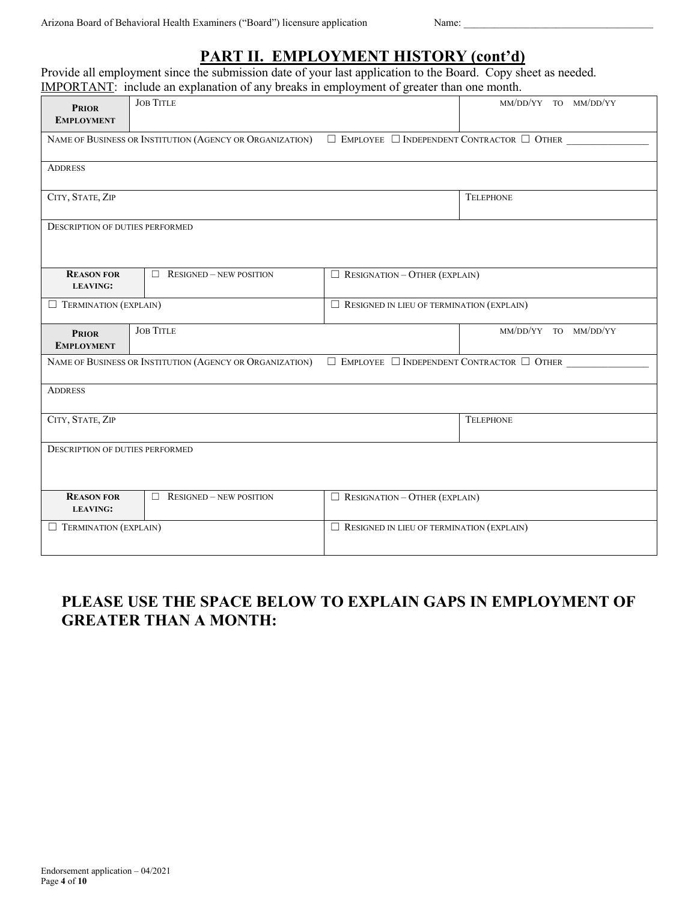## PART II. EMPLOYMENT HISTORY (cont'd)

Provide all employment since the submission date of your last application to the Board. Copy sheet as needed.
IMPORTANT: include an explanation of any breaks in employment of greater than one month.

| **PRIOR EMPLOYMENT** | JOB TITLE | | MM/DD/YY TO MM/DD/YY |
|---|---|---|---|
| NAME OF BUSINESS OR INSTITUTION (AGENCY OR ORGANIZATION) ☐ EMPLOYEE ☐ INDEPENDENT CONTRACTOR ☐ OTHER ________ | | | |
| ADDRESS | | | |
| CITY, STATE, ZIP | | | TELEPHONE |
| DESCRIPTION OF DUTIES PERFORMED | | | |
| **REASON FOR LEAVING:** | ☐ RESIGNED – NEW POSITION | ☐ RESIGNATION – OTHER (EXPLAIN) | |
| ☐ TERMINATION (EXPLAIN) | | ☐ RESIGNED IN LIEU OF TERMINATION (EXPLAIN) | |

| **PRIOR EMPLOYMENT** | JOB TITLE | | MM/DD/YY TO MM/DD/YY |
|---|---|---|---|
| NAME OF BUSINESS OR INSTITUTION (AGENCY OR ORGANIZATION) ☐ EMPLOYEE ☐ INDEPENDENT CONTRACTOR ☐ OTHER ________ | | | |
| ADDRESS | | | |
| CITY, STATE, ZIP | | | TELEPHONE |
| DESCRIPTION OF DUTIES PERFORMED | | | |
| **REASON FOR LEAVING:** | ☐ RESIGNED – NEW POSITION | ☐ RESIGNATION – OTHER (EXPLAIN) | |
| ☐ TERMINATION (EXPLAIN) | | ☐ RESIGNED IN LIEU OF TERMINATION (EXPLAIN) | |

## PLEASE USE THE SPACE BELOW TO EXPLAIN GAPS IN EMPLOYMENT OF GREATER THAN A MONTH: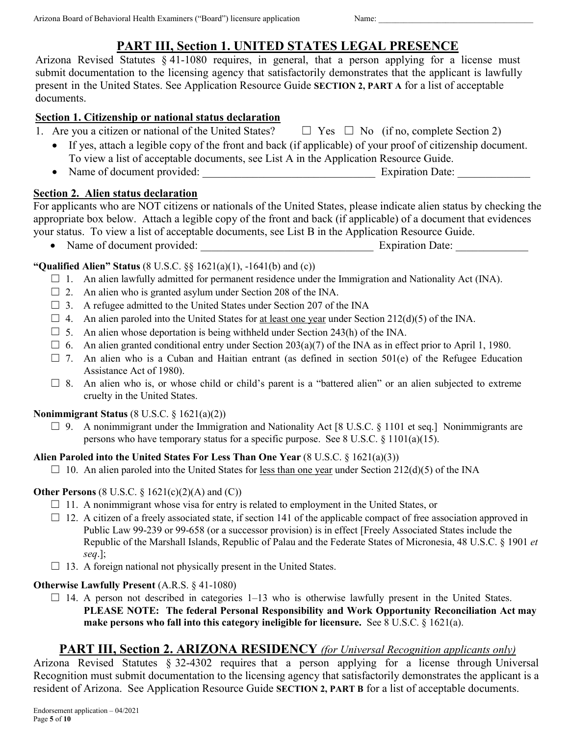## PART III, Section 1. UNITED STATES LEGAL PRESENCE

Arizona Revised Statutes § 41-1080 requires, in general, that a person applying for a license must submit documentation to the licensing agency that satisfactorily demonstrates that the applicant is lawfully present in the United States. See Application Resource Guide **SECTION 2, PART A** for a list of acceptable documents.

### Section 1. Citizenship or national status declaration

1. Are you a citizen or national of the United States? ☐ Yes ☐ No (if no, complete Section 2)
   - If yes, attach a legible copy of the front and back (if applicable) of your proof of citizenship document. To view a list of acceptable documents, see List A in the Application Resource Guide.
   - Name of document provided: ______________________________ Expiration Date: _____________

### Section 2. Alien status declaration

For applicants who are NOT citizens or nationals of the United States, please indicate alien status by checking the appropriate box below. Attach a legible copy of the front and back (if applicable) of a document that evidences your status. To view a list of acceptable documents, see List B in the Application Resource Guide.

- Name of document provided: ________________________________ Expiration Date: _____________

**"Qualified Alien" Status** (8 U.S.C. §§ 1621(a)(1), -1641(b) and (c))

☐ 1. An alien lawfully admitted for permanent residence under the Immigration and Nationality Act (INA).
☐ 2. An alien who is granted asylum under Section 208 of the INA.
☐ 3. A refugee admitted to the United States under Section 207 of the INA
☐ 4. An alien paroled into the United States for at least one year under Section 212(d)(5) of the INA.
☐ 5. An alien whose deportation is being withheld under Section 243(h) of the INA.
☐ 6. An alien granted conditional entry under Section 203(a)(7) of the INA as in effect prior to April 1, 1980.
☐ 7. An alien who is a Cuban and Haitian entrant (as defined in section 501(e) of the Refugee Education Assistance Act of 1980).
☐ 8. An alien who is, or whose child or child's parent is a "battered alien" or an alien subjected to extreme cruelty in the United States.

**Nonimmigrant Status** (8 U.S.C. § 1621(a)(2))

☐ 9. A nonimmigrant under the Immigration and Nationality Act [8 U.S.C. § 1101 et seq.] Nonimmigrants are persons who have temporary status for a specific purpose. See 8 U.S.C. § 1101(a)(15).

**Alien Paroled into the United States For Less Than One Year** (8 U.S.C. § 1621(a)(3))

☐ 10. An alien paroled into the United States for less than one year under Section 212(d)(5) of the INA

**Other Persons** (8 U.S.C. § 1621(c)(2)(A) and (C))

☐ 11. A nonimmigrant whose visa for entry is related to employment in the United States, or
☐ 12. A citizen of a freely associated state, if section 141 of the applicable compact of free association approved in Public Law 99-239 or 99-658 (or a successor provision) is in effect [Freely Associated States include the Republic of the Marshall Islands, Republic of Palau and the Federate States of Micronesia, 48 U.S.C. § 1901 *et seq*.];
☐ 13. A foreign national not physically present in the United States.

**Otherwise Lawfully Present** (A.R.S. § 41-1080)

☐ 14. A person not described in categories 1–13 who is otherwise lawfully present in the United States. **PLEASE NOTE: The federal Personal Responsibility and Work Opportunity Reconciliation Act may make persons who fall into this category ineligible for licensure.** See 8 U.S.C. § 1621(a).

## PART III, Section 2. ARIZONA RESIDENCY *(for Universal Recognition applicants only)*

Arizona Revised Statutes § 32-4302 requires that a person applying for a license through Universal Recognition must submit documentation to the licensing agency that satisfactorily demonstrates the applicant is a resident of Arizona. See Application Resource Guide **SECTION 2, PART B** for a list of acceptable documents.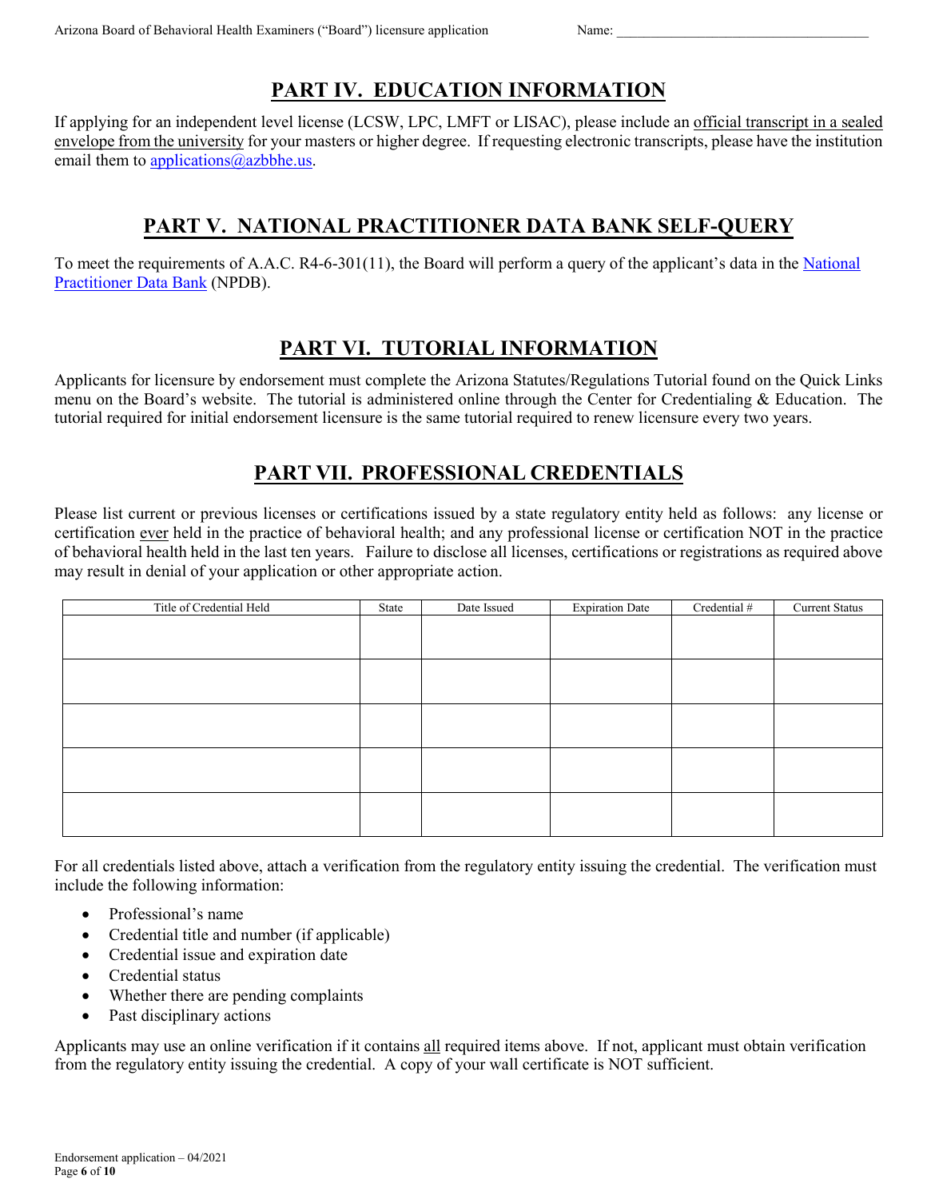## PART IV. EDUCATION INFORMATION

If applying for an independent level license (LCSW, LPC, LMFT or LISAC), please include an official transcript in a sealed envelope from the university for your masters or higher degree. If requesting electronic transcripts, please have the institution email them to applications@azbbhe.us.

## PART V. NATIONAL PRACTITIONER DATA BANK SELF-QUERY

To meet the requirements of A.A.C. R4-6-301(11), the Board will perform a query of the applicant's data in the National Practitioner Data Bank (NPDB).

## PART VI. TUTORIAL INFORMATION

Applicants for licensure by endorsement must complete the Arizona Statutes/Regulations Tutorial found on the Quick Links menu on the Board's website. The tutorial is administered online through the Center for Credentialing & Education. The tutorial required for initial endorsement licensure is the same tutorial required to renew licensure every two years.

## PART VII. PROFESSIONAL CREDENTIALS

Please list current or previous licenses or certifications issued by a state regulatory entity held as follows: any license or certification ever held in the practice of behavioral health; and any professional license or certification NOT in the practice of behavioral health held in the last ten years. Failure to disclose all licenses, certifications or registrations as required above may result in denial of your application or other appropriate action.

| Title of Credential Held | State | Date Issued | Expiration Date | Credential # | Current Status |
|---|---|---|---|---|---|
| | | | | | |
| | | | | | |
| | | | | | |
| | | | | | |
| | | | | | |

For all credentials listed above, attach a verification from the regulatory entity issuing the credential. The verification must include the following information:

- Professional's name
- Credential title and number (if applicable)
- Credential issue and expiration date
- Credential status
- Whether there are pending complaints
- Past disciplinary actions

Applicants may use an online verification if it contains all required items above. If not, applicant must obtain verification from the regulatory entity issuing the credential. A copy of your wall certificate is NOT sufficient.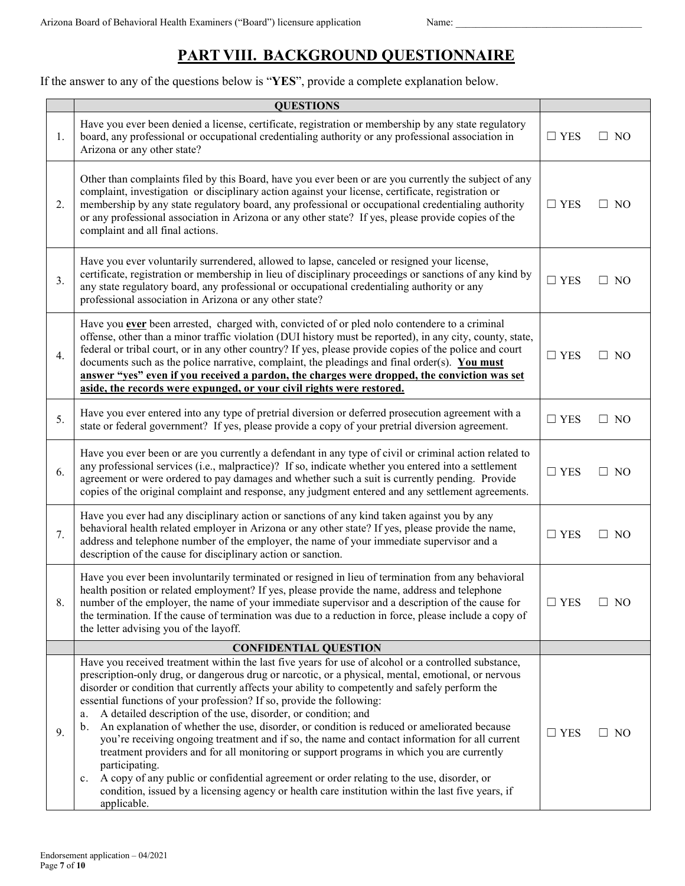# PART VIII. BACKGROUND QUESTIONNAIRE

If the answer to any of the questions below is "**YES**", provide a complete explanation below.

| | **QUESTIONS** | |
|---|---|---|
| 1. | Have you ever been denied a license, certificate, registration or membership by any state regulatory board, any professional or occupational credentialing authority or any professional association in Arizona or any other state? | ☐ YES ☐ NO |
| 2. | Other than complaints filed by this Board, have you ever been or are you currently the subject of any complaint, investigation or disciplinary action against your license, certificate, registration or membership by any state regulatory board, any professional or occupational credentialing authority or any professional association in Arizona or any other state? If yes, please provide copies of the complaint and all final actions. | ☐ YES ☐ NO |
| 3. | Have you ever voluntarily surrendered, allowed to lapse, canceled or resigned your license, certificate, registration or membership in lieu of disciplinary proceedings or sanctions of any kind by any state regulatory board, any professional or occupational credentialing authority or any professional association in Arizona or any other state? | ☐ YES ☐ NO |
| 4. | Have you **ever** been arrested, charged with, convicted of or pled nolo contendere to a criminal offense, other than a minor traffic violation (DUI history must be reported), in any city, county, state, federal or tribal court, or in any other country? If yes, please provide copies of the police and court documents such as the police narrative, complaint, the pleadings and final order(s). **You must answer "yes" even if you received a pardon, the charges were dropped, the conviction was set aside, the records were expunged, or your civil rights were restored.** | ☐ YES ☐ NO |
| 5. | Have you ever entered into any type of pretrial diversion or deferred prosecution agreement with a state or federal government? If yes, please provide a copy of your pretrial diversion agreement. | ☐ YES ☐ NO |
| 6. | Have you ever been or are you currently a defendant in any type of civil or criminal action related to any professional services (i.e., malpractice)? If so, indicate whether you entered into a settlement agreement or were ordered to pay damages and whether such a suit is currently pending. Provide copies of the original complaint and response, any judgment entered and any settlement agreements. | ☐ YES ☐ NO |
| 7. | Have you ever had any disciplinary action or sanctions of any kind taken against you by any behavioral health related employer in Arizona or any other state? If yes, please provide the name, address and telephone number of the employer, the name of your immediate supervisor and a description of the cause for disciplinary action or sanction. | ☐ YES ☐ NO |
| 8. | Have you ever been involuntarily terminated or resigned in lieu of termination from any behavioral health position or related employment? If yes, please provide the name, address and telephone number of the employer, the name of your immediate supervisor and a description of the cause for the termination. If the cause of termination was due to a reduction in force, please include a copy of the letter advising you of the layoff. | ☐ YES ☐ NO |
| | **CONFIDENTIAL QUESTION** | |
| 9. | Have you received treatment within the last five years for use of alcohol or a controlled substance, prescription-only drug, or dangerous drug or narcotic, or a physical, mental, emotional, or nervous disorder or condition that currently affects your ability to competently and safely perform the essential functions of your profession? If so, provide the following:<br>a. A detailed description of the use, disorder, or condition; and<br>b. An explanation of whether the use, disorder, or condition is reduced or ameliorated because you're receiving ongoing treatment and if so, the name and contact information for all current treatment providers and for all monitoring or support programs in which you are currently participating.<br>c. A copy of any public or confidential agreement or order relating to the use, disorder, or condition, issued by a licensing agency or health care institution within the last five years, if applicable. | ☐ YES ☐ NO |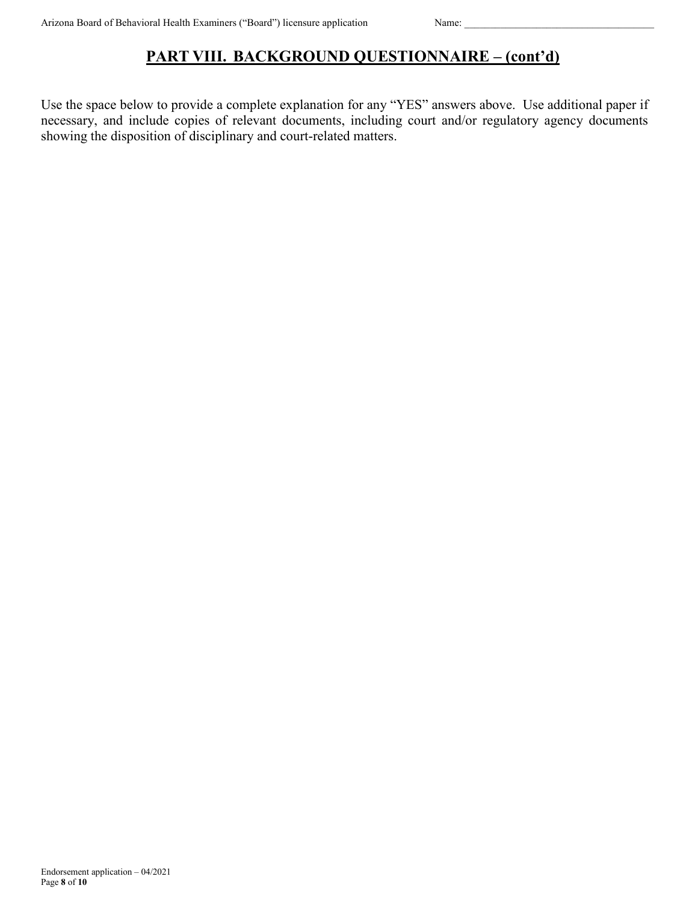## PART VIII.  BACKGROUND QUESTIONNAIRE – (cont'd)

Use the space below to provide a complete explanation for any "YES" answers above.  Use additional paper if necessary, and include copies of relevant documents, including court and/or regulatory agency documents showing the disposition of disciplinary and court-related matters.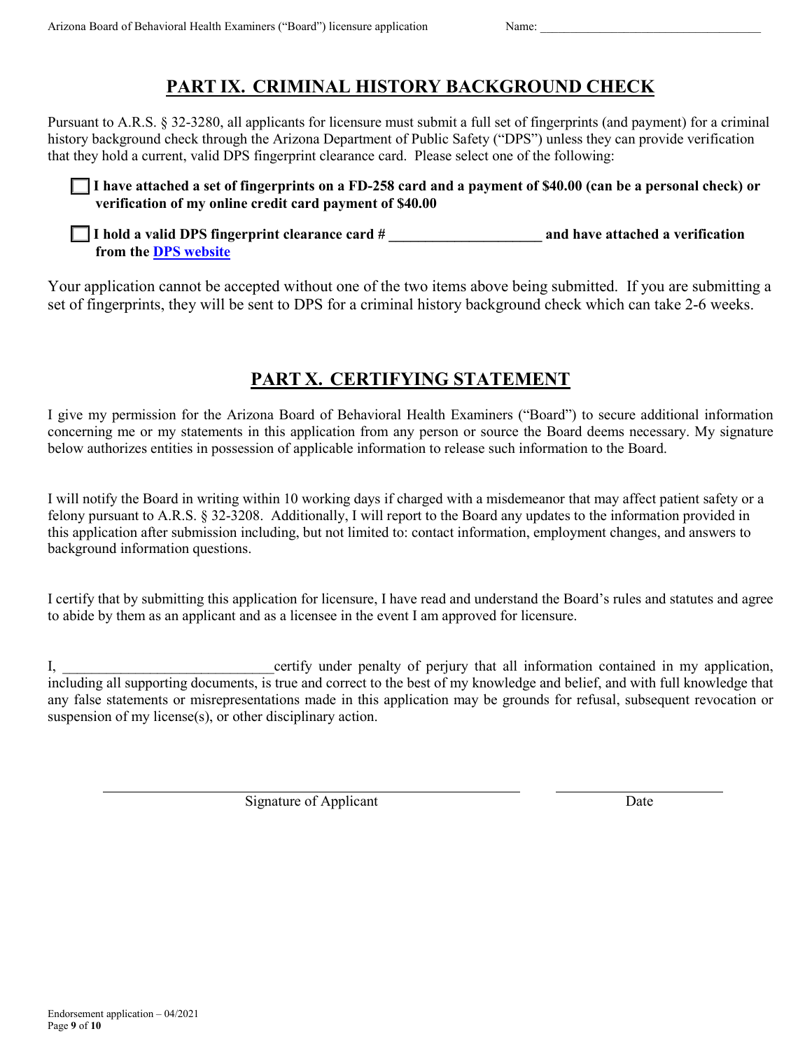## PART IX. CRIMINAL HISTORY BACKGROUND CHECK

Pursuant to A.R.S. § 32-3280, all applicants for licensure must submit a full set of fingerprints (and payment) for a criminal history background check through the Arizona Department of Public Safety ("DPS") unless they can provide verification that they hold a current, valid DPS fingerprint clearance card. Please select one of the following:

☐ **I have attached a set of fingerprints on a FD-258 card and a payment of $40.00 (can be a personal check) or verification of my online credit card payment of $40.00**

☐ **I hold a valid DPS fingerprint clearance card # _____________________ and have attached a verification from the DPS website**

Your application cannot be accepted without one of the two items above being submitted. If you are submitting a set of fingerprints, they will be sent to DPS for a criminal history background check which can take 2-6 weeks.

## PART X. CERTIFYING STATEMENT

I give my permission for the Arizona Board of Behavioral Health Examiners ("Board") to secure additional information concerning me or my statements in this application from any person or source the Board deems necessary. My signature below authorizes entities in possession of applicable information to release such information to the Board.

I will notify the Board in writing within 10 working days if charged with a misdemeanor that may affect patient safety or a felony pursuant to A.R.S. § 32-3208. Additionally, I will report to the Board any updates to the information provided in this application after submission including, but not limited to: contact information, employment changes, and answers to background information questions.

I certify that by submitting this application for licensure, I have read and understand the Board's rules and statutes and agree to abide by them as an applicant and as a licensee in the event I am approved for licensure.

I, _____________________________ certify under penalty of perjury that all information contained in my application, including all supporting documents, is true and correct to the best of my knowledge and belief, and with full knowledge that any false statements or misrepresentations made in this application may be grounds for refusal, subsequent revocation or suspension of my license(s), or other disciplinary action.

_______________________________________________ Signature of Applicant

______________________ Date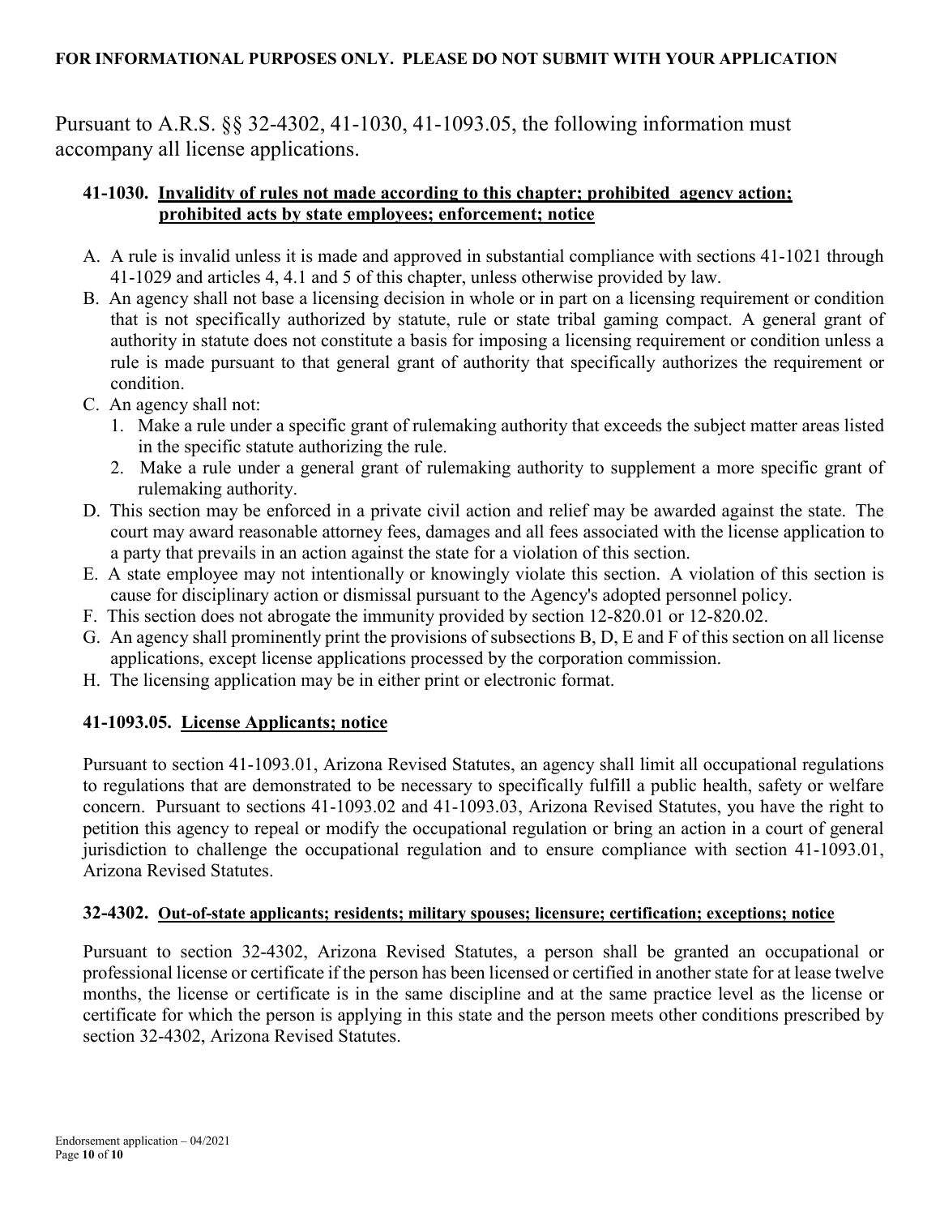**FOR INFORMATIONAL PURPOSES ONLY. PLEASE DO NOT SUBMIT WITH YOUR APPLICATION**

Pursuant to A.R.S. §§ 32-4302, 41-1030, 41-1093.05, the following information must accompany all license applications.

### 41-1030. Invalidity of rules not made according to this chapter; prohibited agency action; prohibited acts by state employees; enforcement; notice

A. A rule is invalid unless it is made and approved in substantial compliance with sections 41-1021 through 41-1029 and articles 4, 4.1 and 5 of this chapter, unless otherwise provided by law.

B. An agency shall not base a licensing decision in whole or in part on a licensing requirement or condition that is not specifically authorized by statute, rule or state tribal gaming compact. A general grant of authority in statute does not constitute a basis for imposing a licensing requirement or condition unless a rule is made pursuant to that general grant of authority that specifically authorizes the requirement or condition.

C. An agency shall not:

1. Make a rule under a specific grant of rulemaking authority that exceeds the subject matter areas listed in the specific statute authorizing the rule.
2. Make a rule under a general grant of rulemaking authority to supplement a more specific grant of rulemaking authority.

D. This section may be enforced in a private civil action and relief may be awarded against the state. The court may award reasonable attorney fees, damages and all fees associated with the license application to a party that prevails in an action against the state for a violation of this section.

E. A state employee may not intentionally or knowingly violate this section. A violation of this section is cause for disciplinary action or dismissal pursuant to the Agency's adopted personnel policy.

F. This section does not abrogate the immunity provided by section 12-820.01 or 12-820.02.

G. An agency shall prominently print the provisions of subsections B, D, E and F of this section on all license applications, except license applications processed by the corporation commission.

H. The licensing application may be in either print or electronic format.

### 41-1093.05. License Applicants; notice

Pursuant to section 41-1093.01, Arizona Revised Statutes, an agency shall limit all occupational regulations to regulations that are demonstrated to be necessary to specifically fulfill a public health, safety or welfare concern. Pursuant to sections 41-1093.02 and 41-1093.03, Arizona Revised Statutes, you have the right to petition this agency to repeal or modify the occupational regulation or bring an action in a court of general jurisdiction to challenge the occupational regulation and to ensure compliance with section 41-1093.01, Arizona Revised Statutes.

### 32-4302. Out-of-state applicants; residents; military spouses; licensure; certification; exceptions; notice

Pursuant to section 32-4302, Arizona Revised Statutes, a person shall be granted an occupational or professional license or certificate if the person has been licensed or certified in another state for at lease twelve months, the license or certificate is in the same discipline and at the same practice level as the license or certificate for which the person is applying in this state and the person meets other conditions prescribed by section 32-4302, Arizona Revised Statutes.

Endorsement application – 04/2021